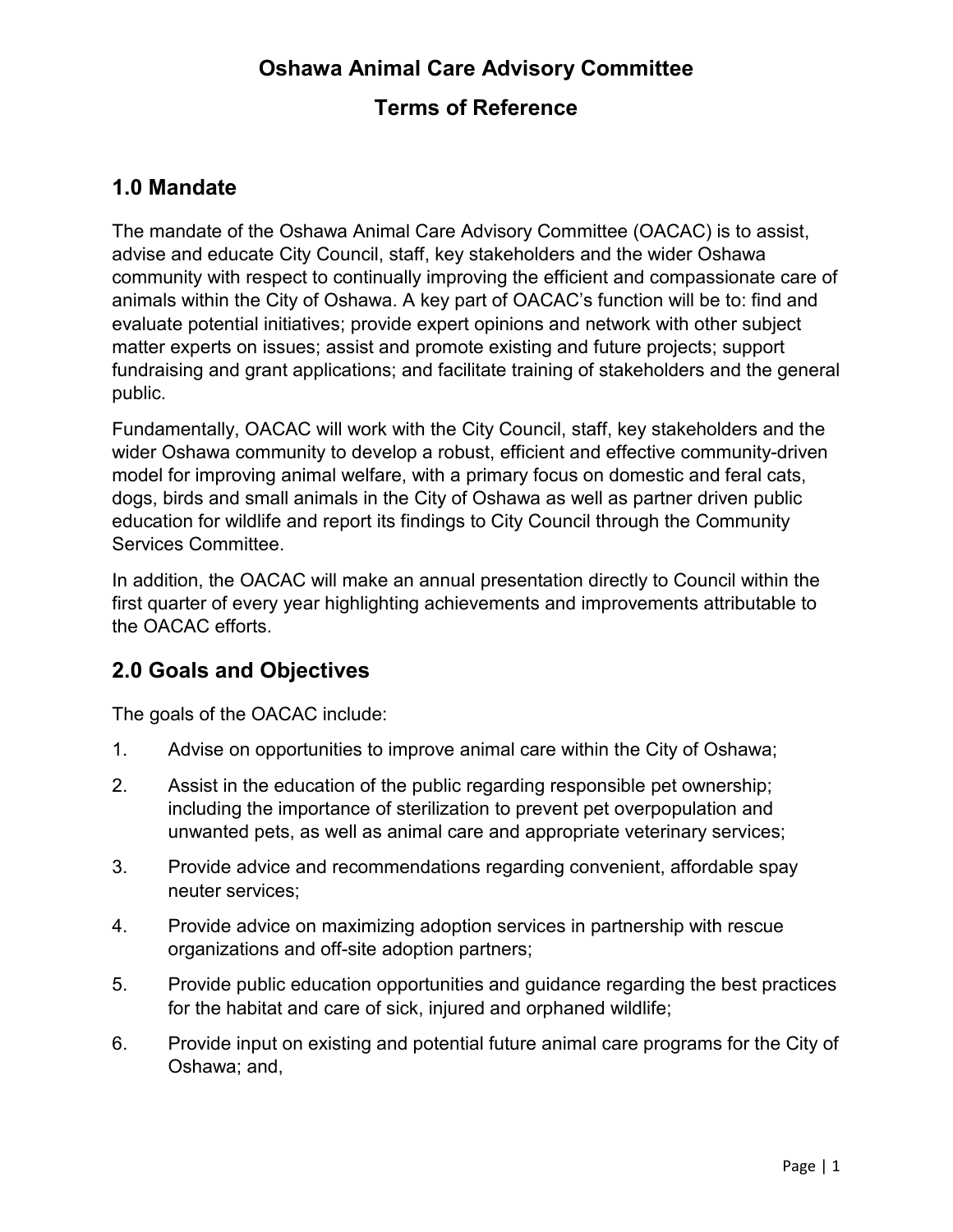# Oshawa Animal Care Advisory Committee

# Terms of Reference

## 1.0 Mandate

The mandate of the Oshawa Animal Care Advisory Committee (OACAC) is to assist, advise and educate City Council, staff, key stakeholders and the wider Oshawa community with respect to continually improving the efficient and compassionate care of animals within the City of Oshawa. A key part of OACAC's function will be to: find and evaluate potential initiatives; provide expert opinions and network with other subject matter experts on issues; assist and promote existing and future projects; support fundraising and grant applications; and facilitate training of stakeholders and the general public.

Fundamentally, OACAC will work with the City Council, staff, key stakeholders and the wider Oshawa community to develop a robust, efficient and effective community-driven model for improving animal welfare, with a primary focus on domestic and feral cats, dogs, birds and small animals in the City of Oshawa as well as partner driven public education for wildlife and report its findings to City Council through the Community Services Committee.

In addition, the OACAC will make an annual presentation directly to Council within the first quarter of every year highlighting achievements and improvements attributable to the OACAC efforts.

## 2.0 Goals and Objectives

The goals of the OACAC include:

1. Advise on opportunities to improve animal care within the City of Oshawa;
2. Assist in the education of the public regarding responsible pet ownership; including the importance of sterilization to prevent pet overpopulation and unwanted pets, as well as animal care and appropriate veterinary services;
3. Provide advice and recommendations regarding convenient, affordable spay neuter services;
4. Provide advice on maximizing adoption services in partnership with rescue organizations and off-site adoption partners;
5. Provide public education opportunities and guidance regarding the best practices for the habitat and care of sick, injured and orphaned wildlife;
6. Provide input on existing and potential future animal care programs for the City of Oshawa; and,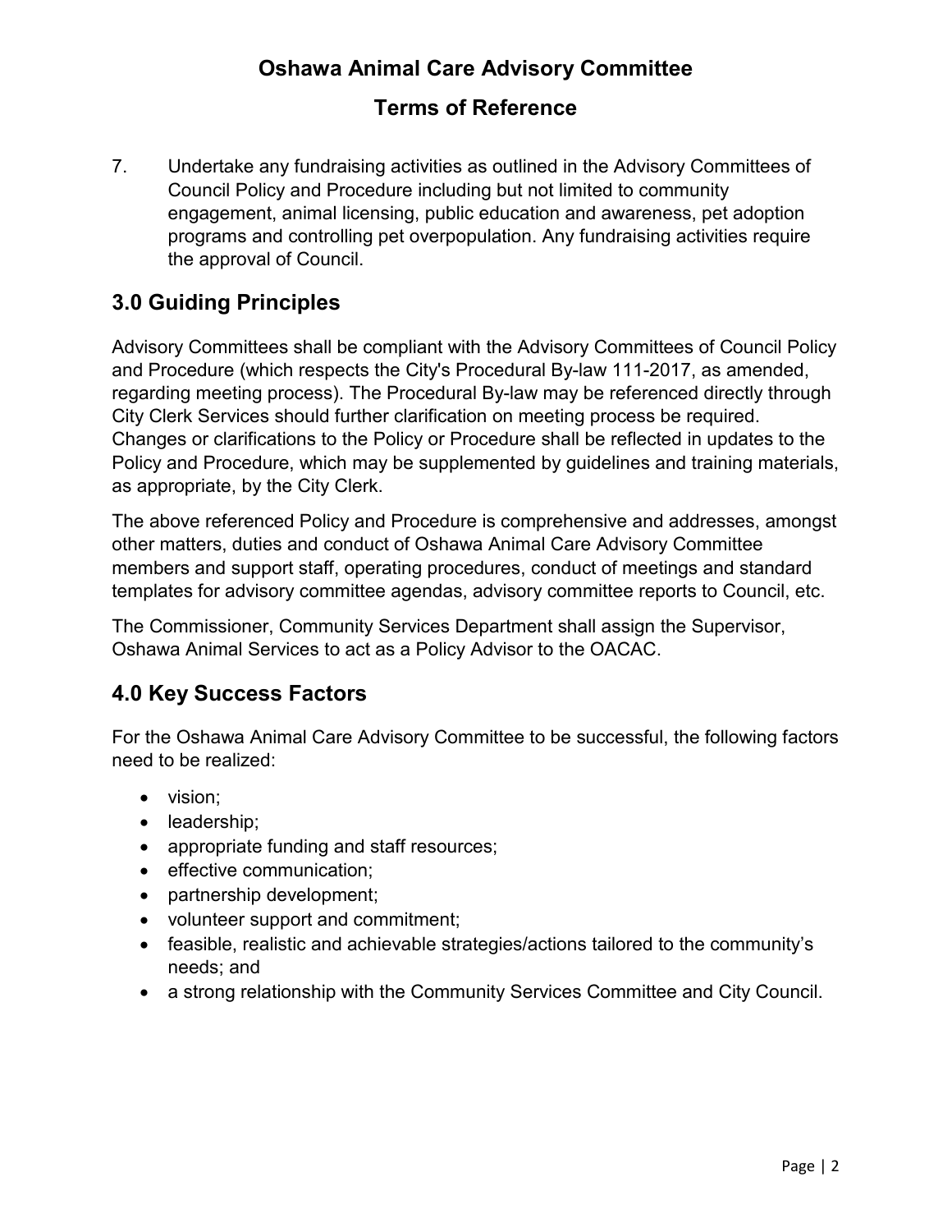7. Undertake any fundraising activities as outlined in the Advisory Committees of Council Policy and Procedure including but not limited to community engagement, animal licensing, public education and awareness, pet adoption programs and controlling pet overpopulation. Any fundraising activities require the approval of Council.

## 3.0 Guiding Principles

Advisory Committees shall be compliant with the Advisory Committees of Council Policy and Procedure (which respects the City's Procedural By-law 111-2017, as amended, regarding meeting process). The Procedural By-law may be referenced directly through City Clerk Services should further clarification on meeting process be required. Changes or clarifications to the Policy or Procedure shall be reflected in updates to the Policy and Procedure, which may be supplemented by guidelines and training materials, as appropriate, by the City Clerk.

The above referenced Policy and Procedure is comprehensive and addresses, amongst other matters, duties and conduct of Oshawa Animal Care Advisory Committee members and support staff, operating procedures, conduct of meetings and standard templates for advisory committee agendas, advisory committee reports to Council, etc.

The Commissioner, Community Services Department shall assign the Supervisor, Oshawa Animal Services to act as a Policy Advisor to the OACAC.

## 4.0 Key Success Factors

For the Oshawa Animal Care Advisory Committee to be successful, the following factors need to be realized:

- vision;
- leadership;
- appropriate funding and staff resources;
- effective communication;
- partnership development;
- volunteer support and commitment;
- feasible, realistic and achievable strategies/actions tailored to the community's needs; and
- a strong relationship with the Community Services Committee and City Council.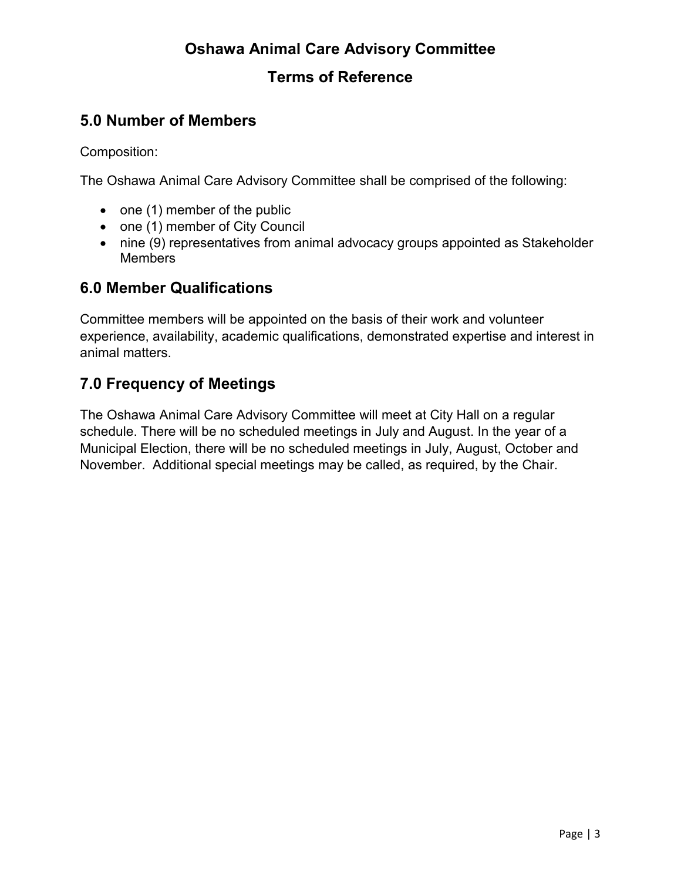# Oshawa Animal Care Advisory Committee

## Terms of Reference

## 5.0 Number of Members

Composition:

The Oshawa Animal Care Advisory Committee shall be comprised of the following:

- one (1) member of the public
- one (1) member of City Council
- nine (9) representatives from animal advocacy groups appointed as Stakeholder Members

## 6.0 Member Qualifications

Committee members will be appointed on the basis of their work and volunteer experience, availability, academic qualifications, demonstrated expertise and interest in animal matters.

## 7.0 Frequency of Meetings

The Oshawa Animal Care Advisory Committee will meet at City Hall on a regular schedule. There will be no scheduled meetings in July and August. In the year of a Municipal Election, there will be no scheduled meetings in July, August, October and November. Additional special meetings may be called, as required, by the Chair.